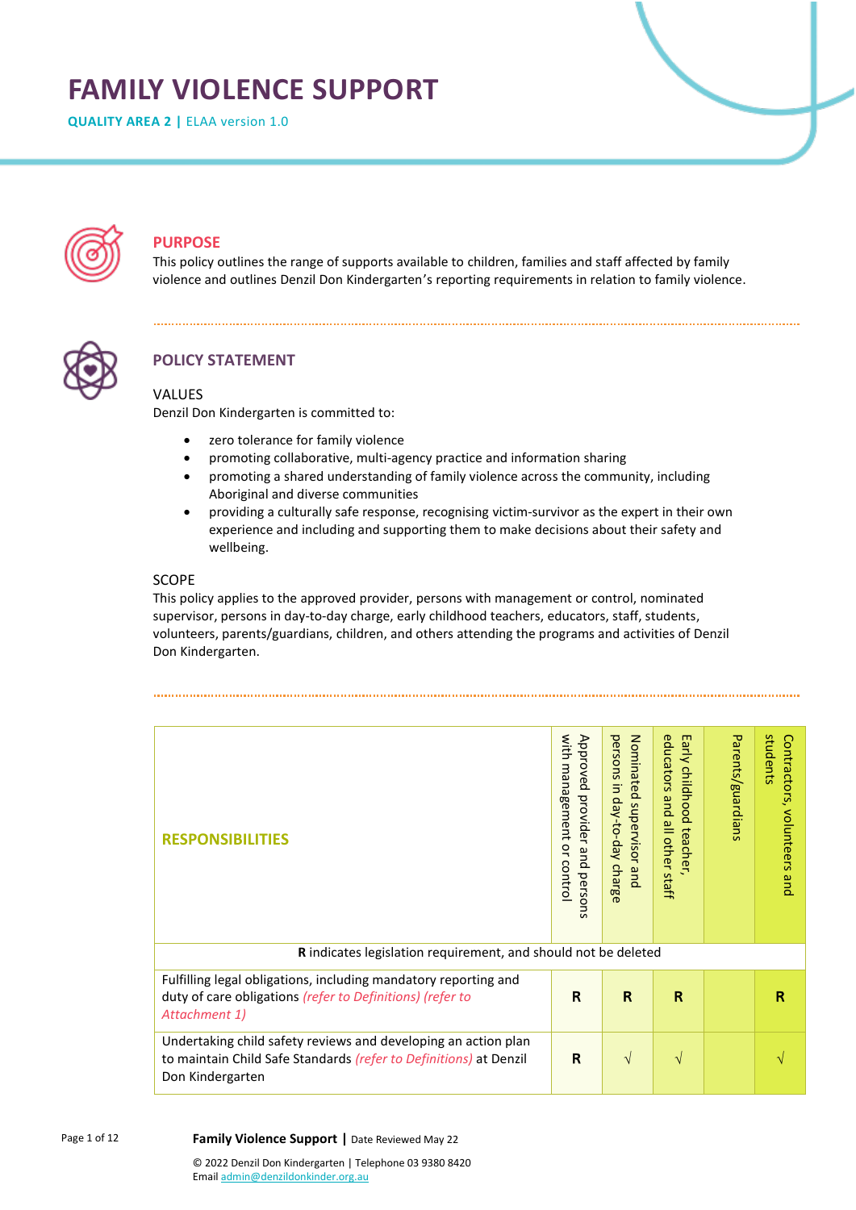# FAMILY VIOLENCE SUPPORT

**QUALITY AREA 2 |** ELAA version 1.0

## PURPOSE

This policy outlines the range of supports available to children, families and staff affected by family violence and outlines Denzil Don Kindergarten's reporting requirements in relation to family violence.

## POLICY STATEMENT

### VALUES

Denzil Don Kindergarten is committed to:

- zero tolerance for family violence
- promoting collaborative, multi-agency practice and information sharing
- promoting a shared understanding of family violence across the community, including Aboriginal and diverse communities
- providing a culturally safe response, recognising victim-survivor as the expert in their own experience and including and supporting them to make decisions about their safety and wellbeing.

### SCOPE

This policy applies to the approved provider, persons with management or control, nominated supervisor, persons in day-to-day charge, early childhood teachers, educators, staff, students, volunteers, parents/guardians, children, and others attending the programs and activities of Denzil Don Kindergarten.

| RESPONSIBILITIES | Approved provider and persons with management or control | Nominated supervisor and persons in day-to-day charge | Early childhood teacher, educators and all other staff | Parents/guardians | Contractors, volunteers and students |
|---|---|---|---|---|---|
| **R** indicates legislation requirement, and should not be deleted | | | | | |
| Fulfilling legal obligations, including mandatory reporting and duty of care obligations *(refer to Definitions) (refer to Attachment 1)* | **R** | **R** | **R** | | **R** |
| Undertaking child safety reviews and developing an action plan to maintain Child Safe Standards *(refer to Definitions)* at Denzil Don Kindergarten | **R** | √ | √ | | √ |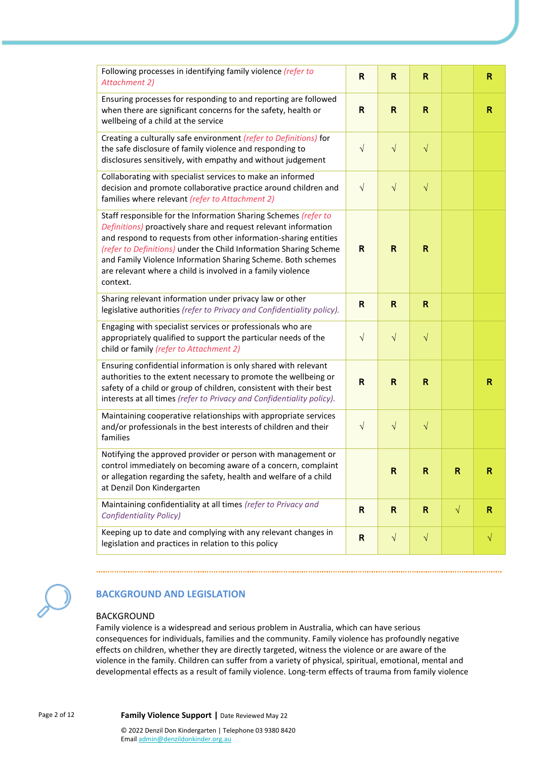| | | | | | |
|---|---|---|---|---|---|
| Following processes in identifying family violence *(refer to Attachment 2)* | **R** | **R** | **R** | | **R** |
| Ensuring processes for responding to and reporting are followed when there are significant concerns for the safety, health or wellbeing of a child at the service | **R** | **R** | **R** | | **R** |
| Creating a culturally safe environment *(refer to Definitions)* for the safe disclosure of family violence and responding to disclosures sensitively, with empathy and without judgement | √ | √ | √ | | |
| Collaborating with specialist services to make an informed decision and promote collaborative practice around children and families where relevant *(refer to Attachment 2)* | √ | √ | √ | | |
| Staff responsible for the Information Sharing Schemes *(refer to Definitions)* proactively share and request relevant information and respond to requests from other information-sharing entities *(refer to Definitions)* under the Child Information Sharing Scheme and Family Violence Information Sharing Scheme. Both schemes are relevant where a child is involved in a family violence context. | **R** | **R** | **R** | | |
| Sharing relevant information under privacy law or other legislative authorities *(refer to Privacy and Confidentiality policy).* | **R** | **R** | **R** | | |
| Engaging with specialist services or professionals who are appropriately qualified to support the particular needs of the child or family *(refer to Attachment 2)* | √ | √ | √ | | |
| Ensuring confidential information is only shared with relevant authorities to the extent necessary to promote the wellbeing or safety of a child or group of children, consistent with their best interests at all times *(refer to Privacy and Confidentiality policy).* | **R** | **R** | **R** | | **R** |
| Maintaining cooperative relationships with appropriate services and/or professionals in the best interests of children and their families | √ | √ | √ | | |
| Notifying the approved provider or person with management or control immediately on becoming aware of a concern, complaint or allegation regarding the safety, health and welfare of a child at Denzil Don Kindergarten | | **R** | **R** | **R** | **R** |
| Maintaining confidentiality at all times *(refer to Privacy and Confidentiality Policy)* | **R** | **R** | **R** | √ | **R** |
| Keeping up to date and complying with any relevant changes in legislation and practices in relation to this policy | **R** | √ | √ | | √ |

## BACKGROUND AND LEGISLATION

### BACKGROUND

Family violence is a widespread and serious problem in Australia, which can have serious consequences for individuals, families and the community. Family violence has profoundly negative effects on children, whether they are directly targeted, witness the violence or are aware of the violence in the family. Children can suffer from a variety of physical, spiritual, emotional, mental and developmental effects as a result of family violence. Long-term effects of trauma from family violence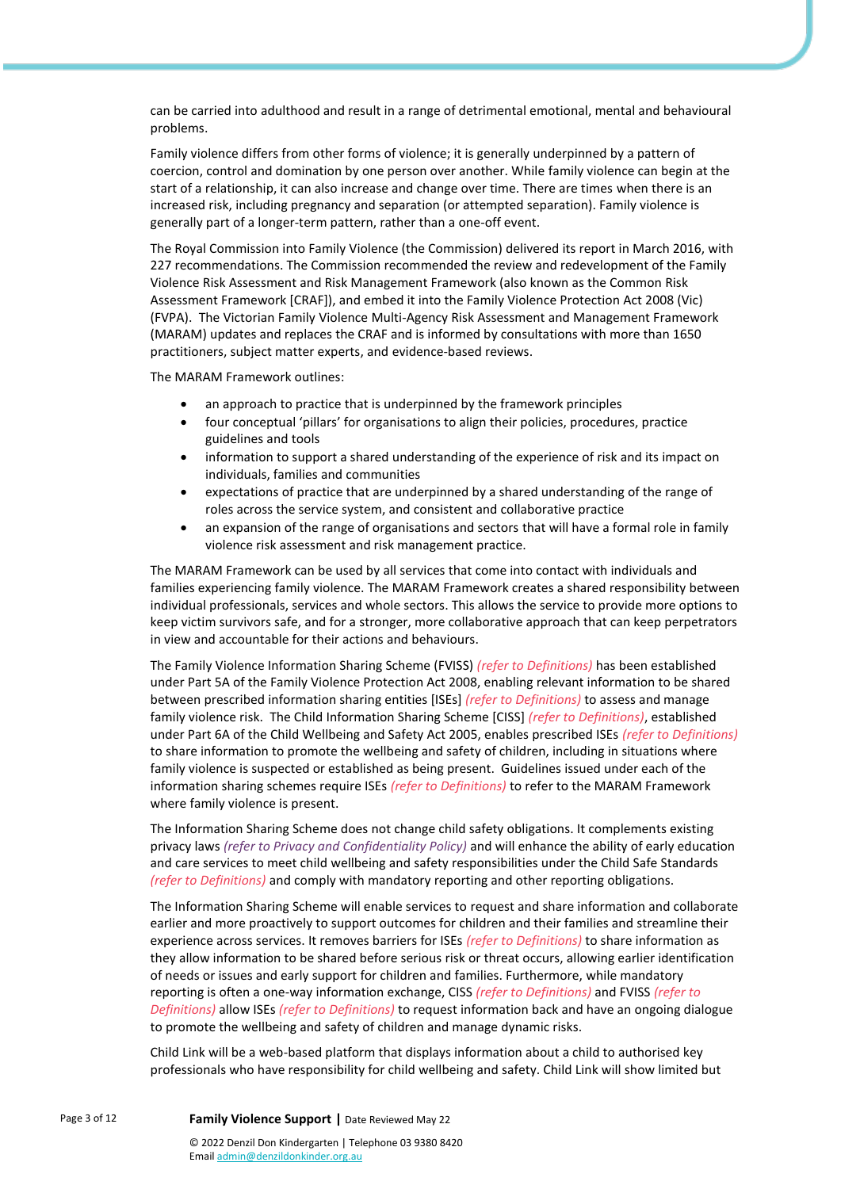can be carried into adulthood and result in a range of detrimental emotional, mental and behavioural problems.

Family violence differs from other forms of violence; it is generally underpinned by a pattern of coercion, control and domination by one person over another. While family violence can begin at the start of a relationship, it can also increase and change over time. There are times when there is an increased risk, including pregnancy and separation (or attempted separation). Family violence is generally part of a longer-term pattern, rather than a one-off event.

The Royal Commission into Family Violence (the Commission) delivered its report in March 2016, with 227 recommendations. The Commission recommended the review and redevelopment of the Family Violence Risk Assessment and Risk Management Framework (also known as the Common Risk Assessment Framework [CRAF]), and embed it into the Family Violence Protection Act 2008 (Vic) (FVPA). The Victorian Family Violence Multi-Agency Risk Assessment and Management Framework (MARAM) updates and replaces the CRAF and is informed by consultations with more than 1650 practitioners, subject matter experts, and evidence-based reviews.

The MARAM Framework outlines:

- an approach to practice that is underpinned by the framework principles
- four conceptual 'pillars' for organisations to align their policies, procedures, practice guidelines and tools
- information to support a shared understanding of the experience of risk and its impact on individuals, families and communities
- expectations of practice that are underpinned by a shared understanding of the range of roles across the service system, and consistent and collaborative practice
- an expansion of the range of organisations and sectors that will have a formal role in family violence risk assessment and risk management practice.

The MARAM Framework can be used by all services that come into contact with individuals and families experiencing family violence. The MARAM Framework creates a shared responsibility between individual professionals, services and whole sectors. This allows the service to provide more options to keep victim survivors safe, and for a stronger, more collaborative approach that can keep perpetrators in view and accountable for their actions and behaviours.

The Family Violence Information Sharing Scheme (FVISS) *(refer to Definitions)* has been established under Part 5A of the Family Violence Protection Act 2008, enabling relevant information to be shared between prescribed information sharing entities [ISEs] *(refer to Definitions)* to assess and manage family violence risk. The Child Information Sharing Scheme [CISS] *(refer to Definitions)*, established under Part 6A of the Child Wellbeing and Safety Act 2005, enables prescribed ISEs *(refer to Definitions)* to share information to promote the wellbeing and safety of children, including in situations where family violence is suspected or established as being present. Guidelines issued under each of the information sharing schemes require ISEs *(refer to Definitions)* to refer to the MARAM Framework where family violence is present.

The Information Sharing Scheme does not change child safety obligations. It complements existing privacy laws *(refer to Privacy and Confidentiality Policy)* and will enhance the ability of early education and care services to meet child wellbeing and safety responsibilities under the Child Safe Standards *(refer to Definitions)* and comply with mandatory reporting and other reporting obligations.

The Information Sharing Scheme will enable services to request and share information and collaborate earlier and more proactively to support outcomes for children and their families and streamline their experience across services. It removes barriers for ISEs *(refer to Definitions)* to share information as they allow information to be shared before serious risk or threat occurs, allowing earlier identification of needs or issues and early support for children and families. Furthermore, while mandatory reporting is often a one-way information exchange, CISS *(refer to Definitions)* and FVISS *(refer to Definitions)* allow ISEs *(refer to Definitions)* to request information back and have an ongoing dialogue to promote the wellbeing and safety of children and manage dynamic risks.

Child Link will be a web-based platform that displays information about a child to authorised key professionals who have responsibility for child wellbeing and safety. Child Link will show limited but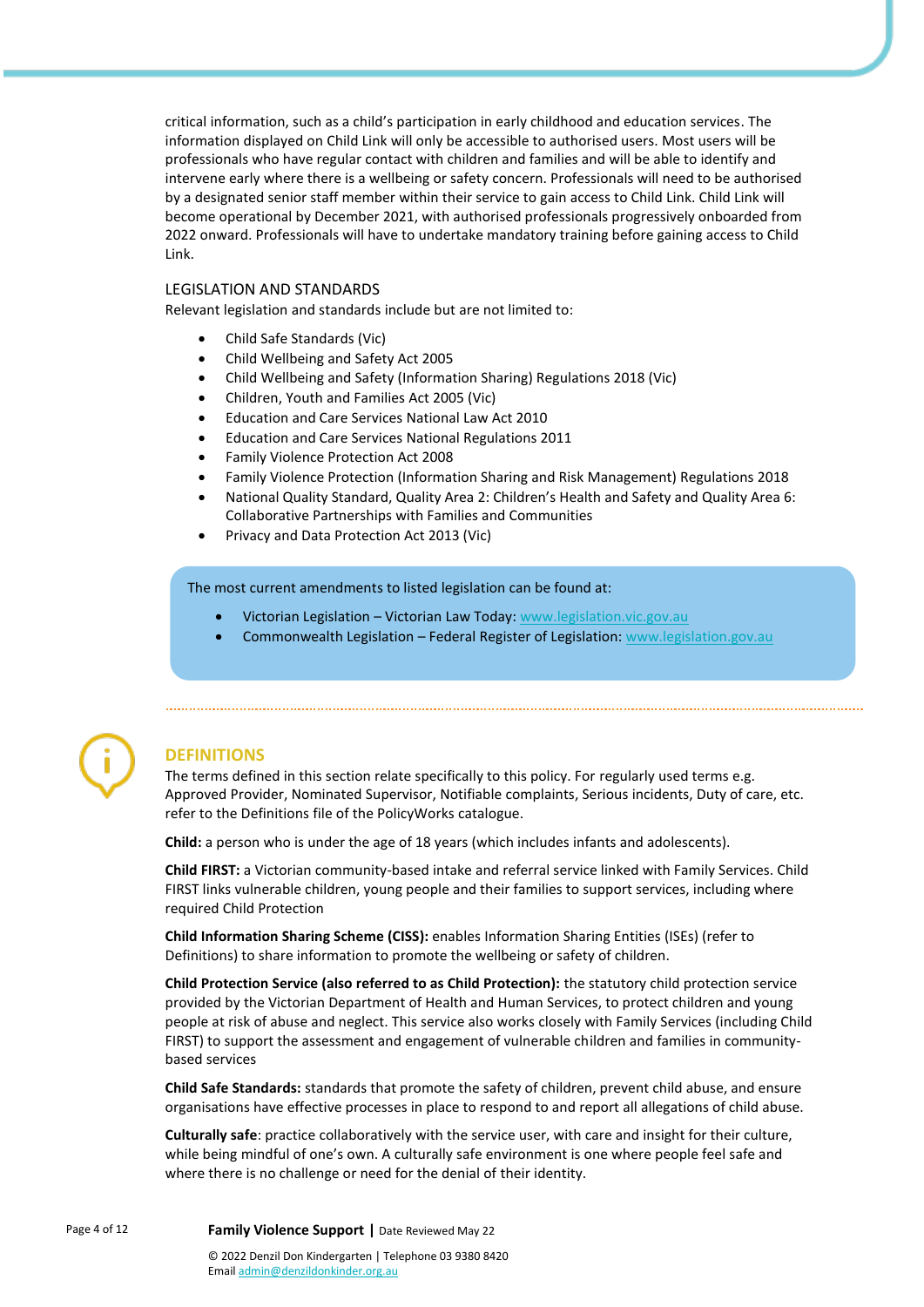critical information, such as a child's participation in early childhood and education services. The information displayed on Child Link will only be accessible to authorised users. Most users will be professionals who have regular contact with children and families and will be able to identify and intervene early where there is a wellbeing or safety concern. Professionals will need to be authorised by a designated senior staff member within their service to gain access to Child Link. Child Link will become operational by December 2021, with authorised professionals progressively onboarded from 2022 onward. Professionals will have to undertake mandatory training before gaining access to Child Link.

### LEGISLATION AND STANDARDS

Relevant legislation and standards include but are not limited to:

- Child Safe Standards (Vic)
- Child Wellbeing and Safety Act 2005
- Child Wellbeing and Safety (Information Sharing) Regulations 2018 (Vic)
- Children, Youth and Families Act 2005 (Vic)
- Education and Care Services National Law Act 2010
- Education and Care Services National Regulations 2011
- Family Violence Protection Act 2008
- Family Violence Protection (Information Sharing and Risk Management) Regulations 2018
- National Quality Standard, Quality Area 2: Children's Health and Safety and Quality Area 6: Collaborative Partnerships with Families and Communities
- Privacy and Data Protection Act 2013 (Vic)

The most current amendments to listed legislation can be found at:

- Victorian Legislation – Victorian Law Today: www.legislation.vic.gov.au
- Commonwealth Legislation – Federal Register of Legislation: www.legislation.gov.au

## DEFINITIONS

The terms defined in this section relate specifically to this policy. For regularly used terms e.g. Approved Provider, Nominated Supervisor, Notifiable complaints, Serious incidents, Duty of care, etc. refer to the Definitions file of the PolicyWorks catalogue.

**Child:** a person who is under the age of 18 years (which includes infants and adolescents).

**Child FIRST:** a Victorian community-based intake and referral service linked with Family Services. Child FIRST links vulnerable children, young people and their families to support services, including where required Child Protection

**Child Information Sharing Scheme (CISS):** enables Information Sharing Entities (ISEs) (refer to Definitions) to share information to promote the wellbeing or safety of children.

**Child Protection Service (also referred to as Child Protection):** the statutory child protection service provided by the Victorian Department of Health and Human Services, to protect children and young people at risk of abuse and neglect. This service also works closely with Family Services (including Child FIRST) to support the assessment and engagement of vulnerable children and families in community-based services

**Child Safe Standards:** standards that promote the safety of children, prevent child abuse, and ensure organisations have effective processes in place to respond to and report all allegations of child abuse.

**Culturally safe**: practice collaboratively with the service user, with care and insight for their culture, while being mindful of one's own. A culturally safe environment is one where people feel safe and where there is no challenge or need for the denial of their identity.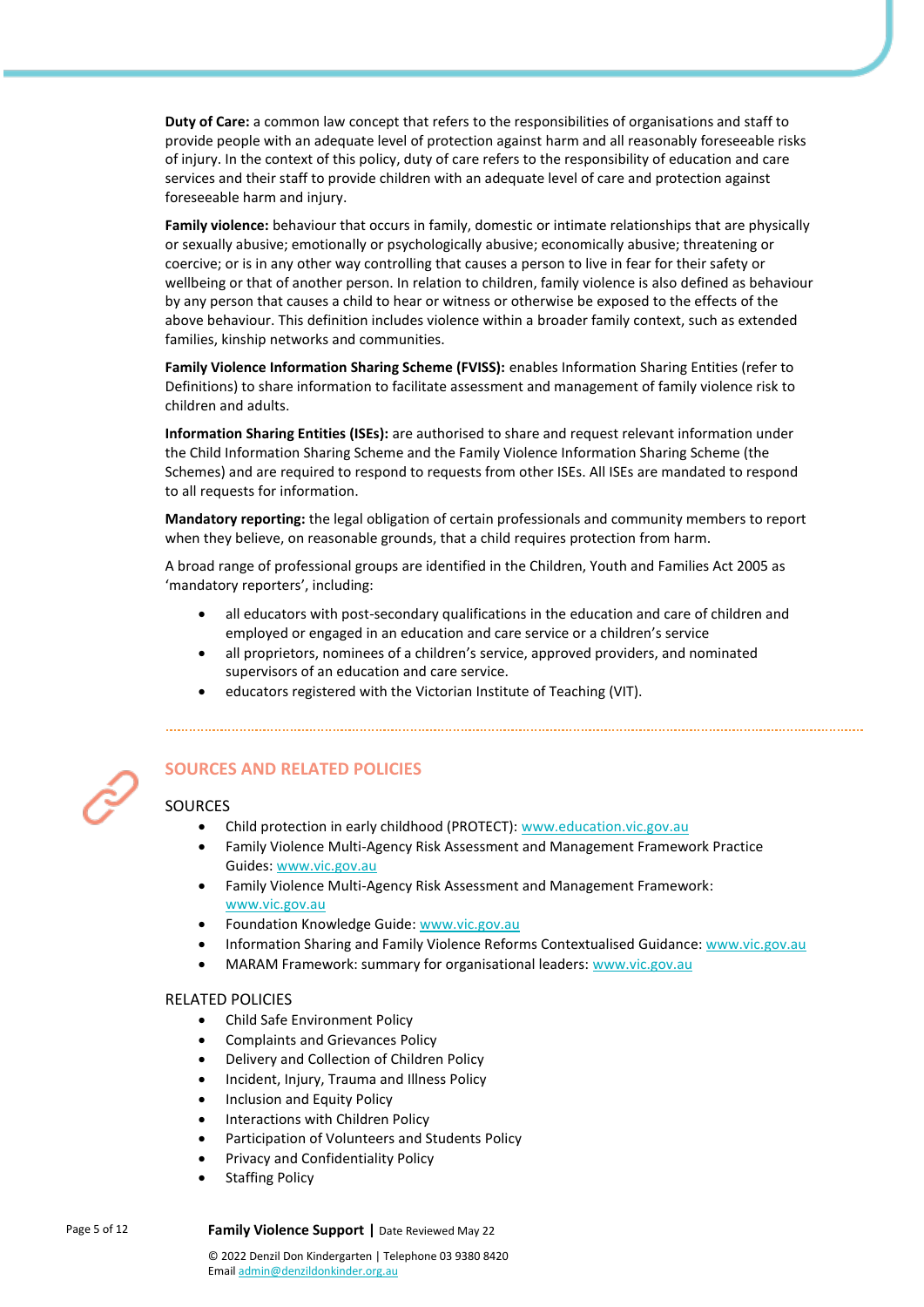**Duty of Care:** a common law concept that refers to the responsibilities of organisations and staff to provide people with an adequate level of protection against harm and all reasonably foreseeable risks of injury. In the context of this policy, duty of care refers to the responsibility of education and care services and their staff to provide children with an adequate level of care and protection against foreseeable harm and injury.

**Family violence:** behaviour that occurs in family, domestic or intimate relationships that are physically or sexually abusive; emotionally or psychologically abusive; economically abusive; threatening or coercive; or is in any other way controlling that causes a person to live in fear for their safety or wellbeing or that of another person. In relation to children, family violence is also defined as behaviour by any person that causes a child to hear or witness or otherwise be exposed to the effects of the above behaviour. This definition includes violence within a broader family context, such as extended families, kinship networks and communities.

**Family Violence Information Sharing Scheme (FVISS):** enables Information Sharing Entities (refer to Definitions) to share information to facilitate assessment and management of family violence risk to children and adults.

**Information Sharing Entities (ISEs):** are authorised to share and request relevant information under the Child Information Sharing Scheme and the Family Violence Information Sharing Scheme (the Schemes) and are required to respond to requests from other ISEs. All ISEs are mandated to respond to all requests for information.

**Mandatory reporting:** the legal obligation of certain professionals and community members to report when they believe, on reasonable grounds, that a child requires protection from harm.

A broad range of professional groups are identified in the Children, Youth and Families Act 2005 as 'mandatory reporters', including:

- all educators with post-secondary qualifications in the education and care of children and employed or engaged in an education and care service or a children's service
- all proprietors, nominees of a children's service, approved providers, and nominated supervisors of an education and care service.
- educators registered with the Victorian Institute of Teaching (VIT).

## SOURCES AND RELATED POLICIES

### SOURCES

- Child protection in early childhood (PROTECT): www.education.vic.gov.au
- Family Violence Multi-Agency Risk Assessment and Management Framework Practice Guides: www.vic.gov.au
- Family Violence Multi-Agency Risk Assessment and Management Framework: www.vic.gov.au
- Foundation Knowledge Guide: www.vic.gov.au
- Information Sharing and Family Violence Reforms Contextualised Guidance: www.vic.gov.au
- MARAM Framework: summary for organisational leaders: www.vic.gov.au

### RELATED POLICIES

- Child Safe Environment Policy
- Complaints and Grievances Policy
- Delivery and Collection of Children Policy
- Incident, Injury, Trauma and Illness Policy
- Inclusion and Equity Policy
- Interactions with Children Policy
- Participation of Volunteers and Students Policy
- Privacy and Confidentiality Policy
- Staffing Policy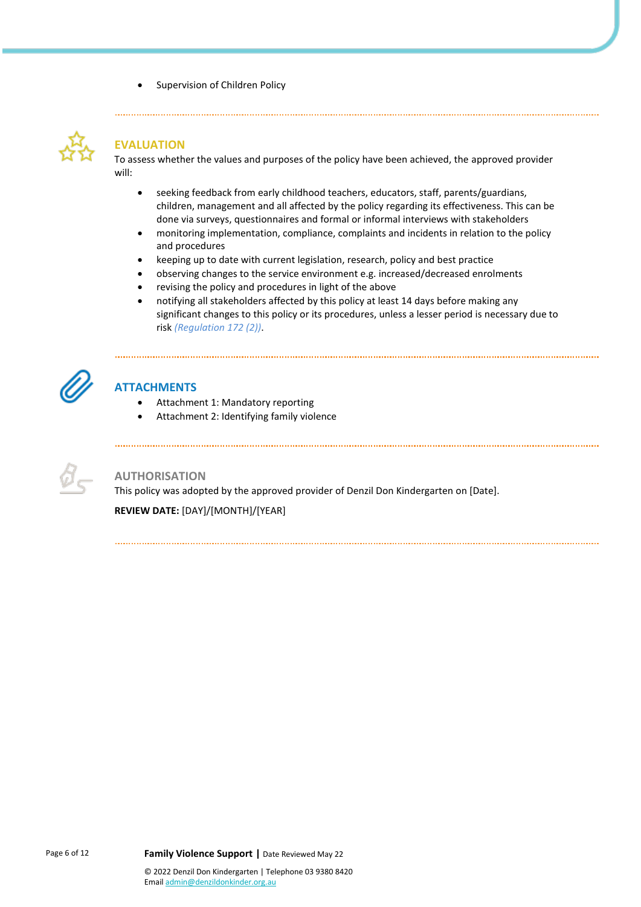- Supervision of Children Policy

## EVALUATION

To assess whether the values and purposes of the policy have been achieved, the approved provider will:

- seeking feedback from early childhood teachers, educators, staff, parents/guardians, children, management and all affected by the policy regarding its effectiveness. This can be done via surveys, questionnaires and formal or informal interviews with stakeholders
- monitoring implementation, compliance, complaints and incidents in relation to the policy and procedures
- keeping up to date with current legislation, research, policy and best practice
- observing changes to the service environment e.g. increased/decreased enrolments
- revising the policy and procedures in light of the above
- notifying all stakeholders affected by this policy at least 14 days before making any significant changes to this policy or its procedures, unless a lesser period is necessary due to risk *(Regulation 172 (2))*.

## ATTACHMENTS

- Attachment 1: Mandatory reporting
- Attachment 2: Identifying family violence

## AUTHORISATION

This policy was adopted by the approved provider of Denzil Don Kindergarten on [Date].

**REVIEW DATE:** [DAY]/[MONTH]/[YEAR]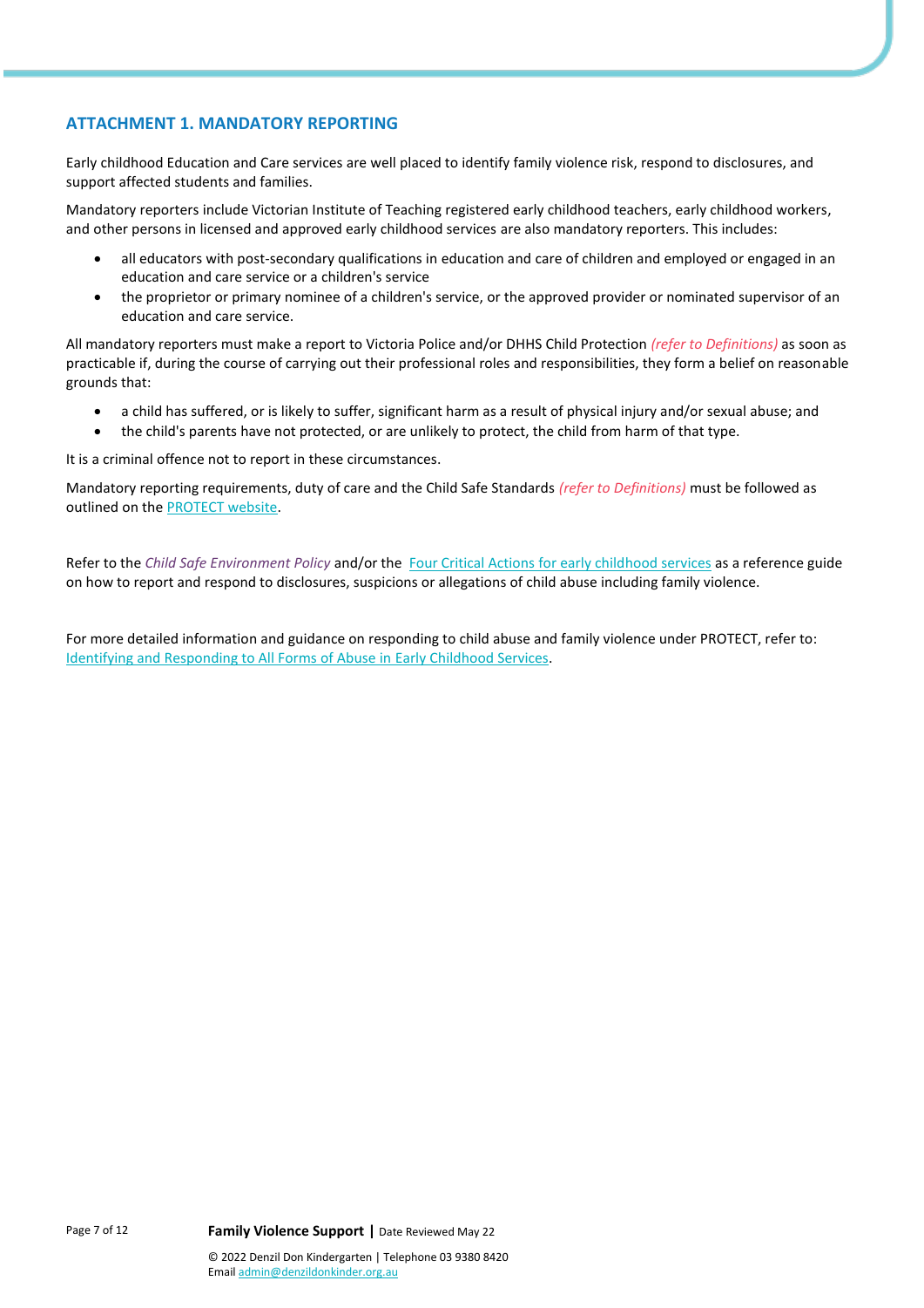## ATTACHMENT 1. MANDATORY REPORTING

Early childhood Education and Care services are well placed to identify family violence risk, respond to disclosures, and support affected students and families.

Mandatory reporters include Victorian Institute of Teaching registered early childhood teachers, early childhood workers, and other persons in licensed and approved early childhood services are also mandatory reporters. This includes:

- all educators with post-secondary qualifications in education and care of children and employed or engaged in an education and care service or a children's service
- the proprietor or primary nominee of a children's service, or the approved provider or nominated supervisor of an education and care service.

All mandatory reporters must make a report to Victoria Police and/or DHHS Child Protection *(refer to Definitions)* as soon as practicable if, during the course of carrying out their professional roles and responsibilities, they form a belief on reasonable grounds that:

- a child has suffered, or is likely to suffer, significant harm as a result of physical injury and/or sexual abuse; and
- the child's parents have not protected, or are unlikely to protect, the child from harm of that type.

It is a criminal offence not to report in these circumstances.

Mandatory reporting requirements, duty of care and the Child Safe Standards *(refer to Definitions)* must be followed as outlined on the PROTECT website.

Refer to the *Child Safe Environment Policy* and/or the Four Critical Actions for early childhood services as a reference guide on how to report and respond to disclosures, suspicions or allegations of child abuse including family violence.

For more detailed information and guidance on responding to child abuse and family violence under PROTECT, refer to: Identifying and Responding to All Forms of Abuse in Early Childhood Services.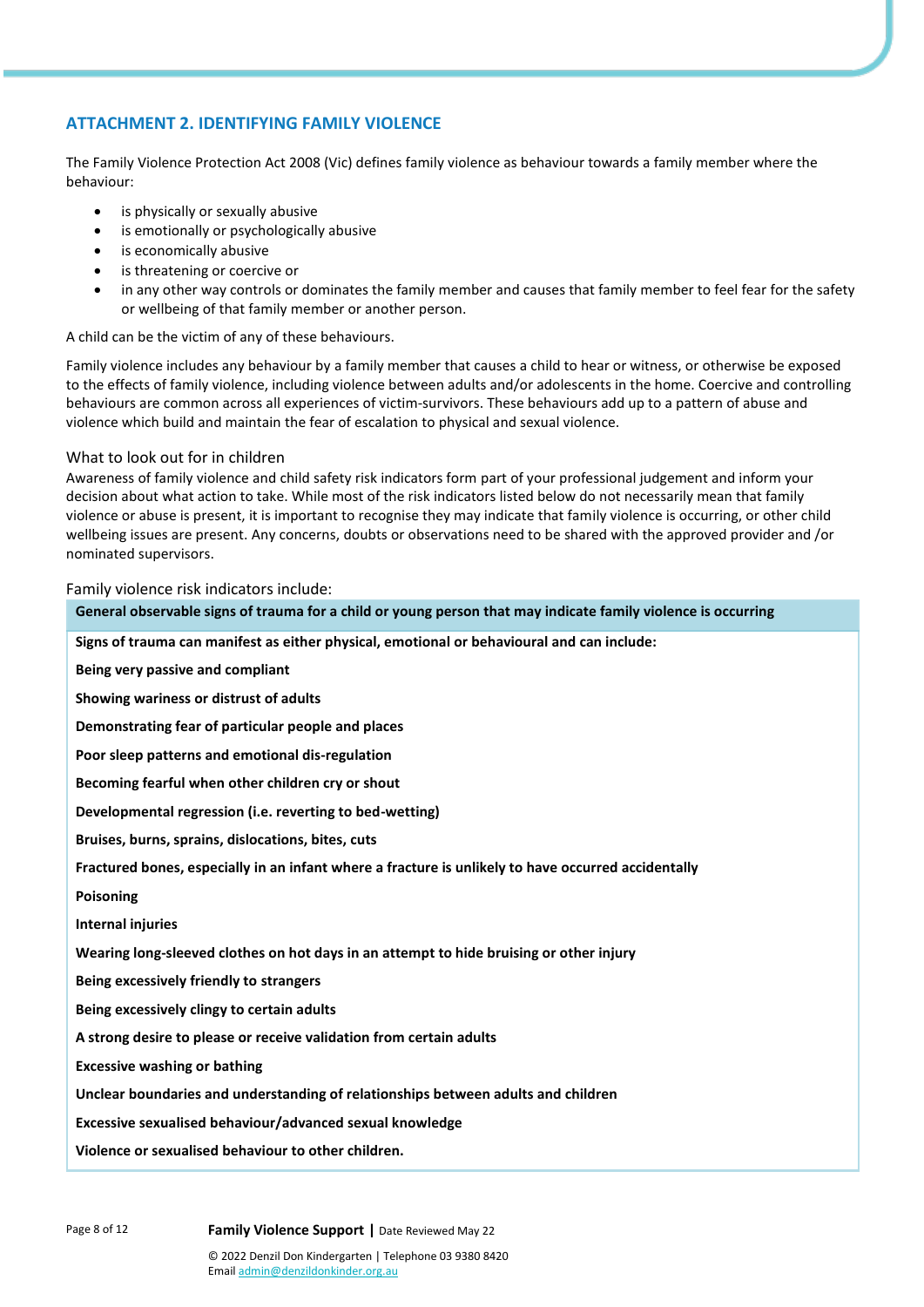## ATTACHMENT 2. IDENTIFYING FAMILY VIOLENCE

The Family Violence Protection Act 2008 (Vic) defines family violence as behaviour towards a family member where the behaviour:

- is physically or sexually abusive
- is emotionally or psychologically abusive
- is economically abusive
- is threatening or coercive or
- in any other way controls or dominates the family member and causes that family member to feel fear for the safety or wellbeing of that family member or another person.

A child can be the victim of any of these behaviours.

Family violence includes any behaviour by a family member that causes a child to hear or witness, or otherwise be exposed to the effects of family violence, including violence between adults and/or adolescents in the home. Coercive and controlling behaviours are common across all experiences of victim-survivors. These behaviours add up to a pattern of abuse and violence which build and maintain the fear of escalation to physical and sexual violence.

### What to look out for in children

Awareness of family violence and child safety risk indicators form part of your professional judgement and inform your decision about what action to take. While most of the risk indicators listed below do not necessarily mean that family violence or abuse is present, it is important to recognise they may indicate that family violence is occurring, or other child wellbeing issues are present. Any concerns, doubts or observations need to be shared with the approved provider and /or nominated supervisors.

### Family violence risk indicators include:

| General observable signs of trauma for a child or young person that may indicate family violence is occurring |
|---|
| **Signs of trauma can manifest as either physical, emotional or behavioural and can include:** |
| **Being very passive and compliant** |
| **Showing wariness or distrust of adults** |
| **Demonstrating fear of particular people and places** |
| **Poor sleep patterns and emotional dis-regulation** |
| **Becoming fearful when other children cry or shout** |
| **Developmental regression (i.e. reverting to bed-wetting)** |
| **Bruises, burns, sprains, dislocations, bites, cuts** |
| **Fractured bones, especially in an infant where a fracture is unlikely to have occurred accidentally** |
| **Poisoning** |
| **Internal injuries** |
| **Wearing long-sleeved clothes on hot days in an attempt to hide bruising or other injury** |
| **Being excessively friendly to strangers** |
| **Being excessively clingy to certain adults** |
| **A strong desire to please or receive validation from certain adults** |
| **Excessive washing or bathing** |
| **Unclear boundaries and understanding of relationships between adults and children** |
| **Excessive sexualised behaviour/advanced sexual knowledge** |
| **Violence or sexualised behaviour to other children.** |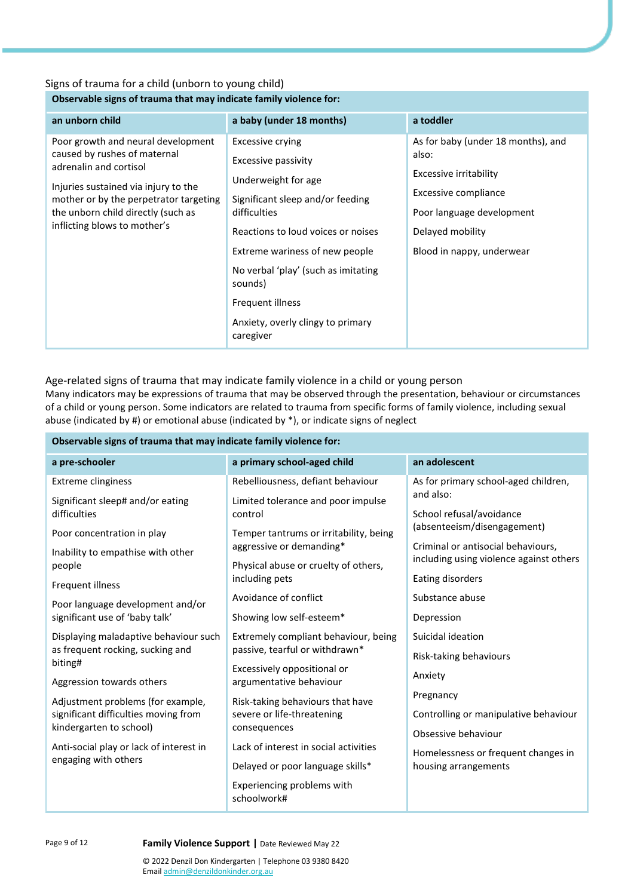Signs of trauma for a child (unborn to young child)

| Observable signs of trauma that may indicate family violence for: | | |
|---|---|---|
| **an unborn child** | **a baby (under 18 months)** | **a toddler** |
| Poor growth and neural development caused by rushes of maternal adrenalin and cortisol<br><br>Injuries sustained via injury to the mother or by the perpetrator targeting the unborn child directly (such as inflicting blows to mother's | Excessive crying<br><br>Excessive passivity<br><br>Underweight for age<br><br>Significant sleep and/or feeding difficulties<br><br>Reactions to loud voices or noises<br><br>Extreme wariness of new people<br><br>No verbal 'play' (such as imitating sounds)<br><br>Frequent illness<br><br>Anxiety, overly clingy to primary caregiver | As for baby (under 18 months), and also:<br><br>Excessive irritability<br><br>Excessive compliance<br><br>Poor language development<br><br>Delayed mobility<br><br>Blood in nappy, underwear |

Age-related signs of trauma that may indicate family violence in a child or young person

Many indicators may be expressions of trauma that may be observed through the presentation, behaviour or circumstances of a child or young person. Some indicators are related to trauma from specific forms of family violence, including sexual abuse (indicated by #) or emotional abuse (indicated by *), or indicate signs of neglect

| Observable signs of trauma that may indicate family violence for: | | |
|---|---|---|
| **a pre-schooler** | **a primary school-aged child** | **an adolescent** |
| Extreme clinginess<br><br>Significant sleep# and/or eating difficulties<br><br>Poor concentration in play<br><br>Inability to empathise with other people<br><br>Frequent illness<br><br>Poor language development and/or significant use of 'baby talk'<br><br>Displaying maladaptive behaviour such as frequent rocking, sucking and biting#<br><br>Aggression towards others<br><br>Adjustment problems (for example, significant difficulties moving from kindergarten to school)<br><br>Anti-social play or lack of interest in engaging with others | Rebelliousness, defiant behaviour<br><br>Limited tolerance and poor impulse control<br><br>Temper tantrums or irritability, being aggressive or demanding*<br><br>Physical abuse or cruelty of others, including pets<br><br>Avoidance of conflict<br><br>Showing low self-esteem*<br><br>Extremely compliant behaviour, being passive, tearful or withdrawn*<br><br>Excessively oppositional or argumentative behaviour<br><br>Risk-taking behaviours that have severe or life-threatening consequences<br><br>Lack of interest in social activities<br><br>Delayed or poor language skills*<br><br>Experiencing problems with schoolwork# | As for primary school-aged children, and also:<br><br>School refusal/avoidance (absenteeism/disengagement)<br><br>Criminal or antisocial behaviours, including using violence against others<br><br>Eating disorders<br><br>Substance abuse<br><br>Depression<br><br>Suicidal ideation<br><br>Risk-taking behaviours<br><br>Anxiety<br><br>Pregnancy<br><br>Controlling or manipulative behaviour<br><br>Obsessive behaviour<br><br>Homelessness or frequent changes in housing arrangements |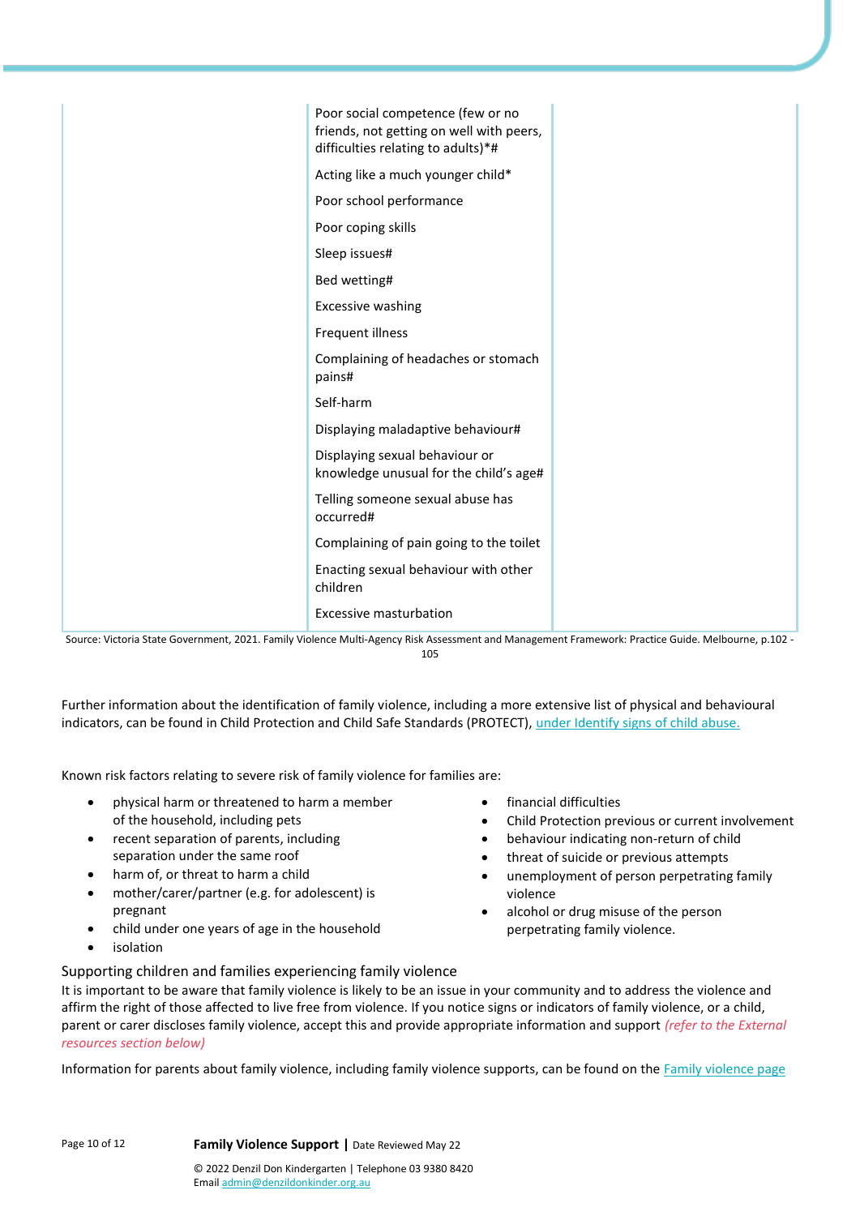| | | |
|---|---|---|
| | Poor social competence (few or no friends, not getting on well with peers, difficulties relating to adults)*# | |
| | Acting like a much younger child* | |
| | Poor school performance | |
| | Poor coping skills | |
| | Sleep issues# | |
| | Bed wetting# | |
| | Excessive washing | |
| | Frequent illness | |
| | Complaining of headaches or stomach pains# | |
| | Self-harm | |
| | Displaying maladaptive behaviour# | |
| | Displaying sexual behaviour or knowledge unusual for the child's age# | |
| | Telling someone sexual abuse has occurred# | |
| | Complaining of pain going to the toilet | |
| | Enacting sexual behaviour with other children | |
| | Excessive masturbation | |

Source: Victoria State Government, 2021. Family Violence Multi-Agency Risk Assessment and Management Framework: Practice Guide. Melbourne, p.102 - 105

Further information about the identification of family violence, including a more extensive list of physical and behavioural indicators, can be found in Child Protection and Child Safe Standards (PROTECT), under Identify signs of child abuse.

Known risk factors relating to severe risk of family violence for families are:

- physical harm or threatened to harm a member of the household, including pets
- recent separation of parents, including separation under the same roof
- harm of, or threat to harm a child
- mother/carer/partner (e.g. for adolescent) is pregnant
- child under one years of age in the household
- isolation
- financial difficulties
- Child Protection previous or current involvement
- behaviour indicating non-return of child
- threat of suicide or previous attempts
- unemployment of person perpetrating family violence
- alcohol or drug misuse of the person perpetrating family violence.

## Supporting children and families experiencing family violence

It is important to be aware that family violence is likely to be an issue in your community and to address the violence and affirm the right of those affected to live free from violence. If you notice signs or indicators of family violence, or a child, parent or carer discloses family violence, accept this and provide appropriate information and support *(refer to the External resources section below)*

Information for parents about family violence, including family violence supports, can be found on the Family violence page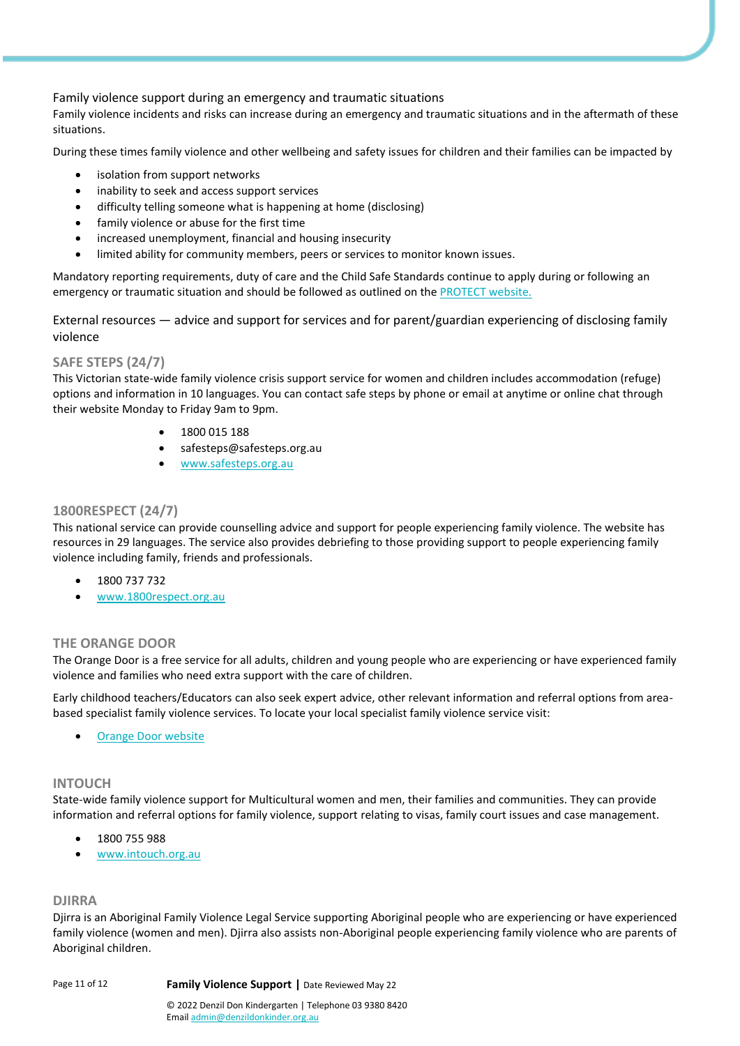## Family violence support during an emergency and traumatic situations

Family violence incidents and risks can increase during an emergency and traumatic situations and in the aftermath of these situations.

During these times family violence and other wellbeing and safety issues for children and their families can be impacted by

- isolation from support networks
- inability to seek and access support services
- difficulty telling someone what is happening at home (disclosing)
- family violence or abuse for the first time
- increased unemployment, financial and housing insecurity
- limited ability for community members, peers or services to monitor known issues.

Mandatory reporting requirements, duty of care and the Child Safe Standards continue to apply during or following an emergency or traumatic situation and should be followed as outlined on the PROTECT website.

## External resources — advice and support for services and for parent/guardian experiencing of disclosing family violence

### SAFE STEPS (24/7)

This Victorian state-wide family violence crisis support service for women and children includes accommodation (refuge) options and information in 10 languages. You can contact safe steps by phone or email at anytime or online chat through their website Monday to Friday 9am to 9pm.

- 1800 015 188
- safesteps@safesteps.org.au
- www.safesteps.org.au

### 1800RESPECT (24/7)

This national service can provide counselling advice and support for people experiencing family violence. The website has resources in 29 languages. The service also provides debriefing to those providing support to people experiencing family violence including family, friends and professionals.

- 1800 737 732
- www.1800respect.org.au

### THE ORANGE DOOR

The Orange Door is a free service for all adults, children and young people who are experiencing or have experienced family violence and families who need extra support with the care of children.

Early childhood teachers/Educators can also seek expert advice, other relevant information and referral options from area-based specialist family violence services. To locate your local specialist family violence service visit:

- Orange Door website

### INTOUCH

State-wide family violence support for Multicultural women and men, their families and communities. They can provide information and referral options for family violence, support relating to visas, family court issues and case management.

- 1800 755 988
- www.intouch.org.au

### DJIRRA

Djirra is an Aboriginal Family Violence Legal Service supporting Aboriginal people who are experiencing or have experienced family violence (women and men). Djirra also assists non-Aboriginal people experiencing family violence who are parents of Aboriginal children.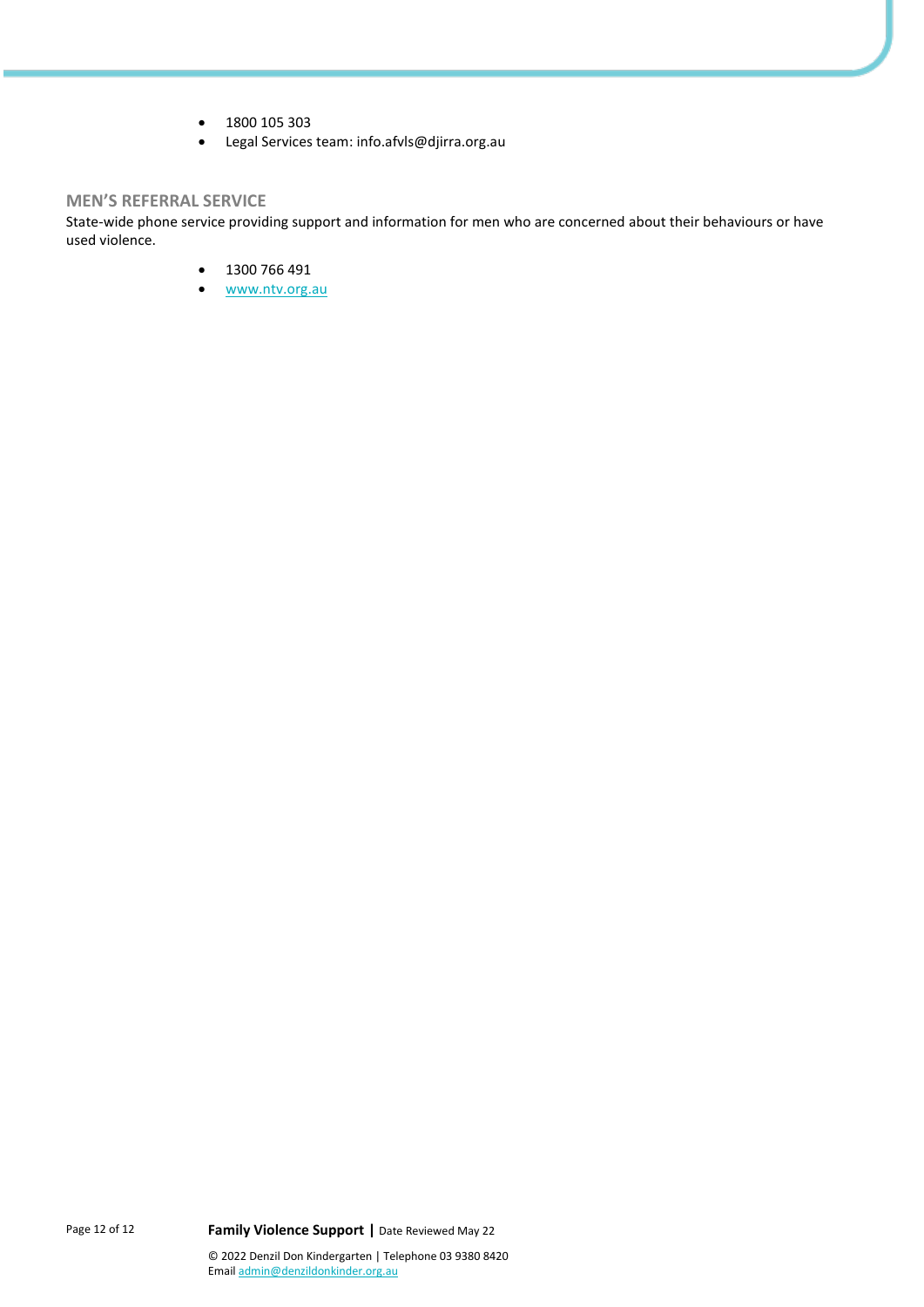- 1800 105 303
- Legal Services team: info.afvls@djirra.org.au

### MEN'S REFERRAL SERVICE

State-wide phone service providing support and information for men who are concerned about their behaviours or have used violence.

- 1300 766 491
- www.ntv.org.au